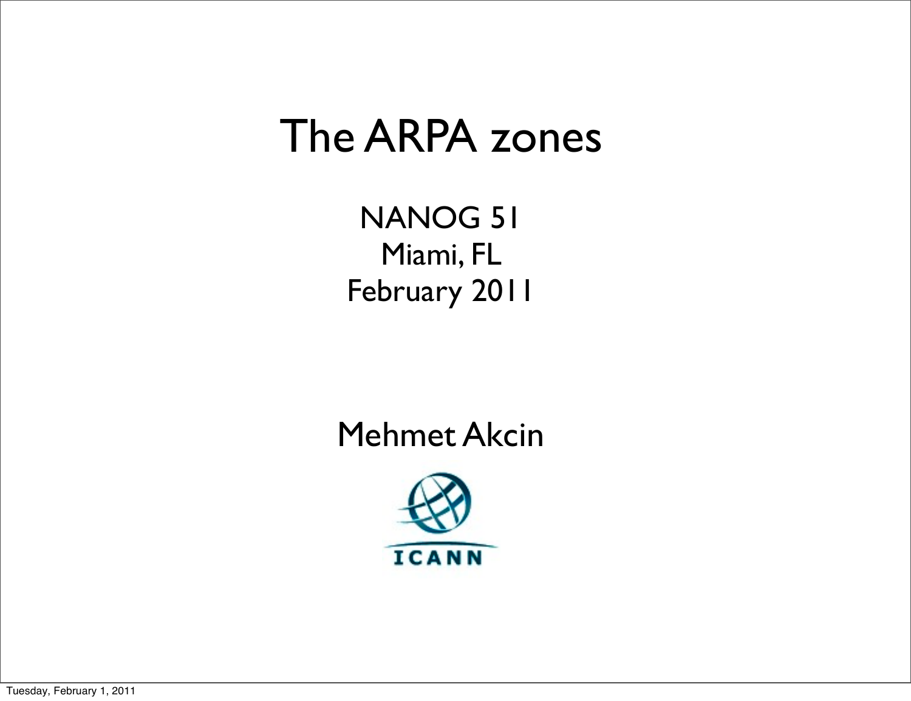# The ARPA zones

NANOG 51
Miami, FL
February 2011

Mehmet Akcin

ICANN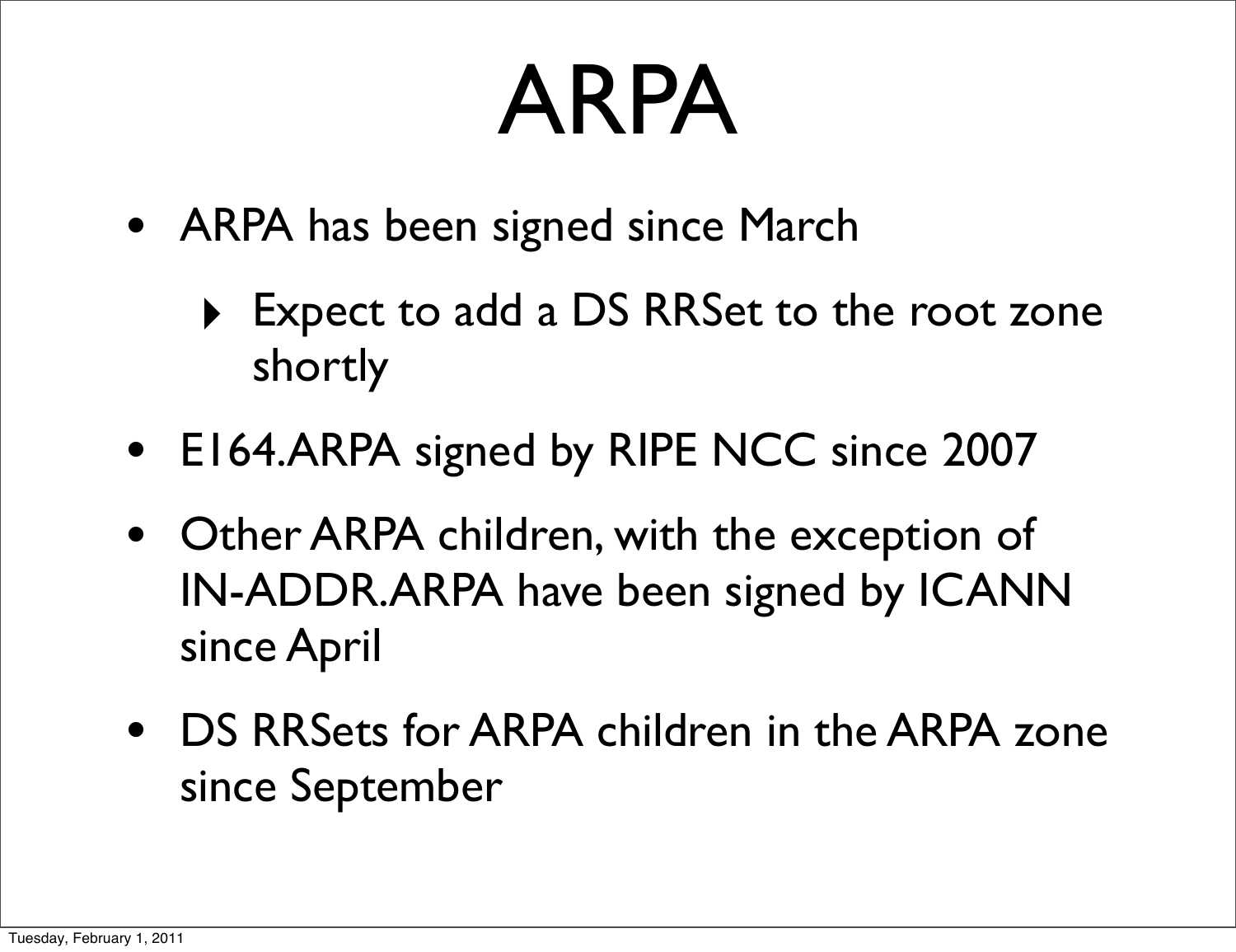# ARPA

- ARPA has been signed since March
  - Expect to add a DS RRSet to the root zone shortly
- E164.ARPA signed by RIPE NCC since 2007
- Other ARPA children, with the exception of IN-ADDR.ARPA have been signed by ICANN since April
- DS RRSets for ARPA children in the ARPA zone since September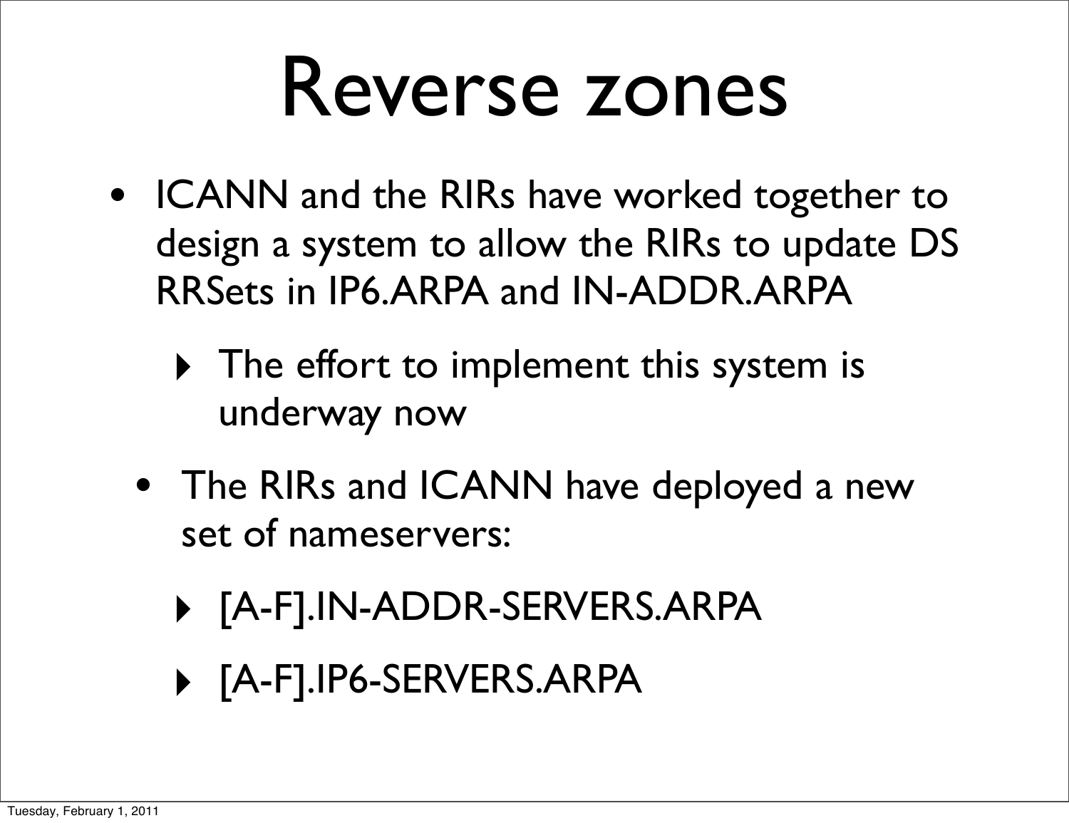# Reverse zones

- ICANN and the RIRs have worked together to design a system to allow the RIRs to update DS RRSets in IP6.ARPA and IN-ADDR.ARPA
  - The effort to implement this system is underway now
- The RIRs and ICANN have deployed a new set of nameservers:
  - [A-F].IN-ADDR-SERVERS.ARPA
  - [A-F].IP6-SERVERS.ARPA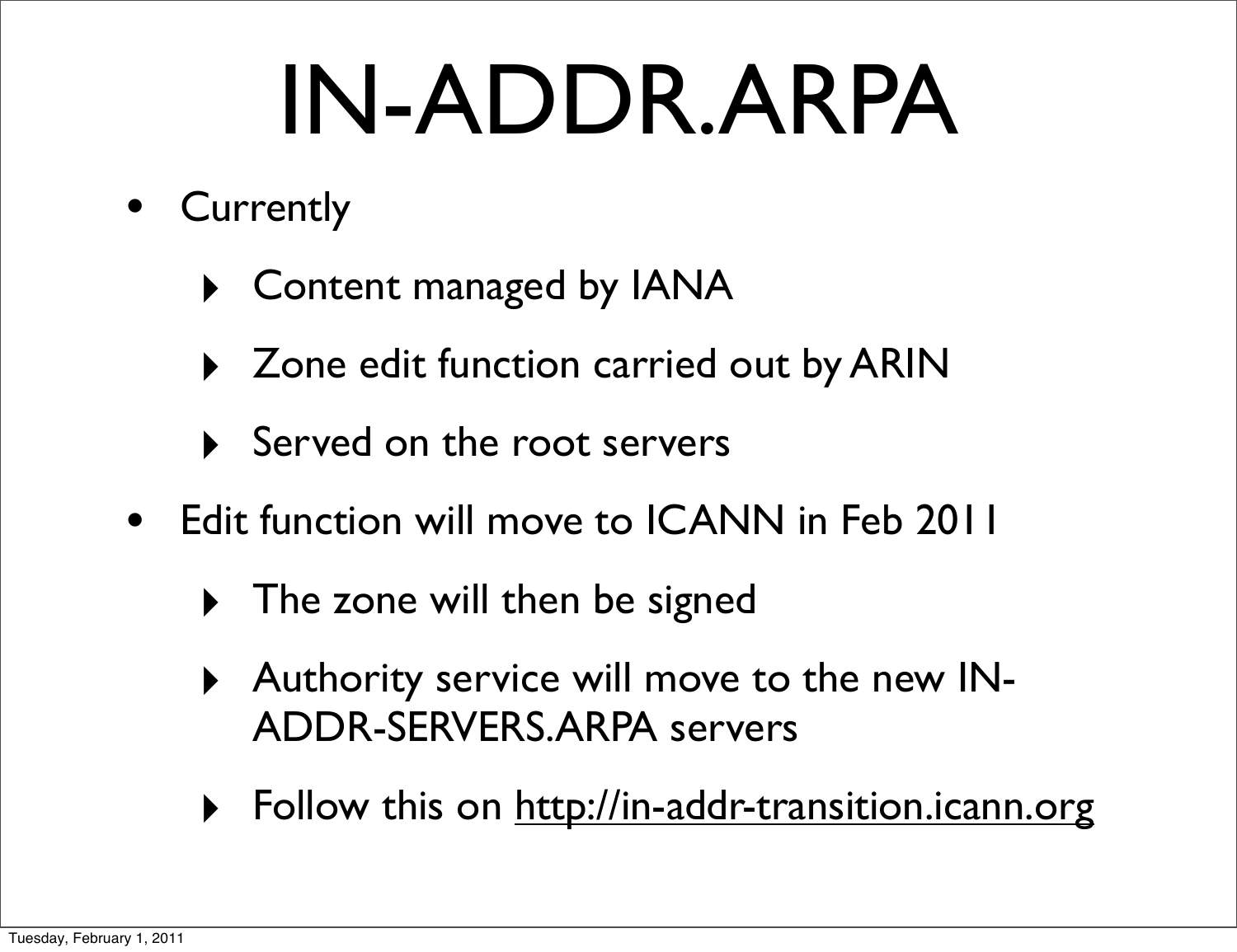# IN-ADDR.ARPA

- Currently
  - Content managed by IANA
  - Zone edit function carried out by ARIN
  - Served on the root servers
- Edit function will move to ICANN in Feb 2011
  - The zone will then be signed
  - Authority service will move to the new IN-ADDR-SERVERS.ARPA servers
  - Follow this on http://in-addr-transition.icann.org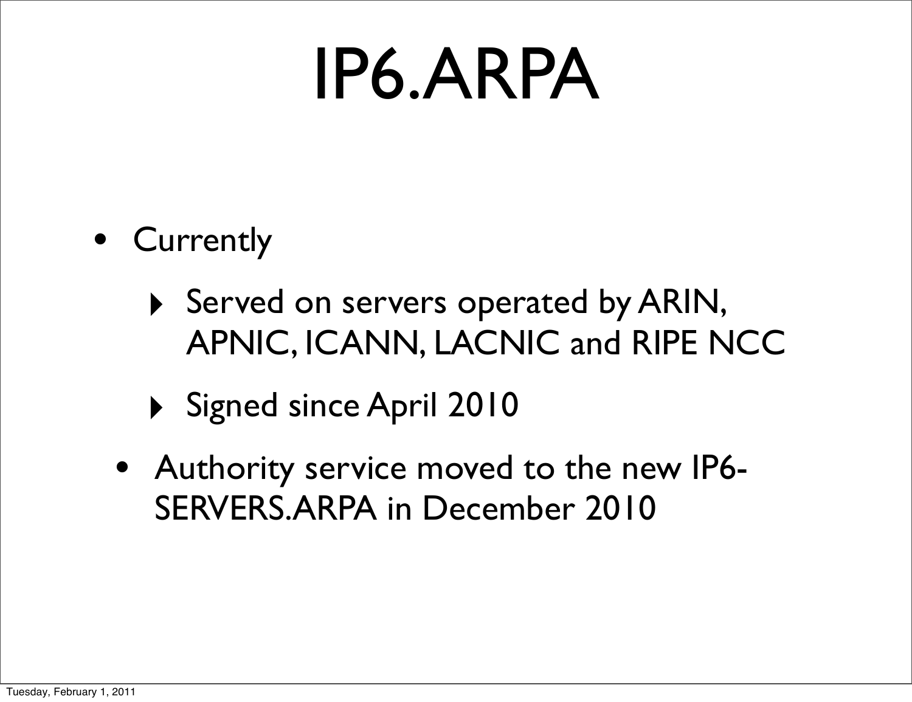# IP6.ARPA

- Currently
  - Served on servers operated by ARIN, APNIC, ICANN, LACNIC and RIPE NCC
  - Signed since April 2010
- Authority service moved to the new IP6-SERVERS.ARPA in December 2010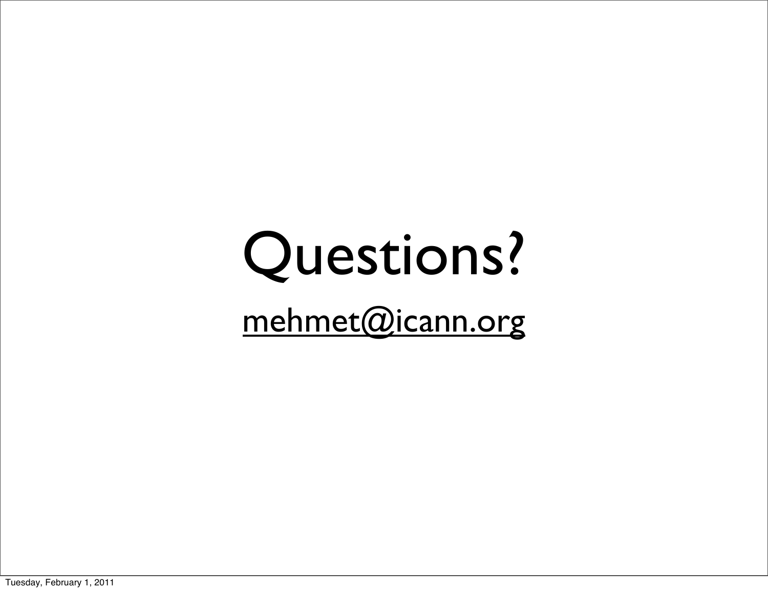# Questions?

mehmet@icann.org